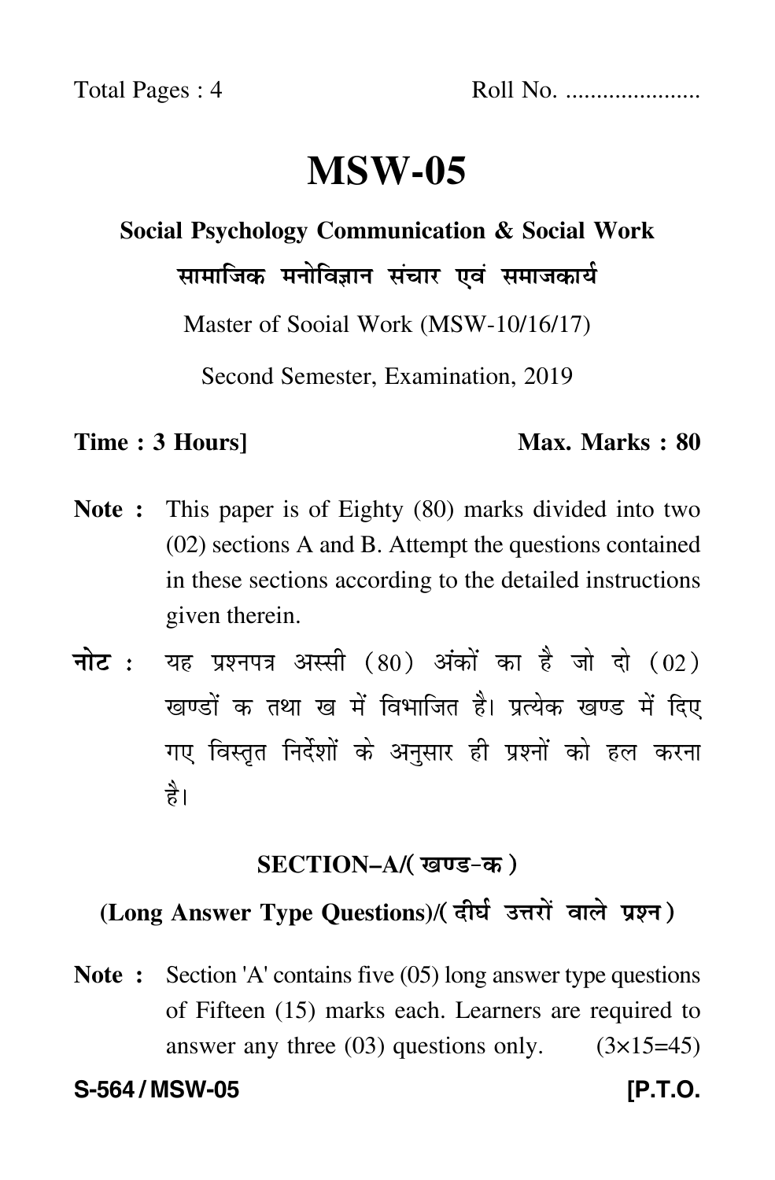Total Pages : 4 Roll No. .....................

# MSW-05

## Social Psychology Communication & Social Work

## सामाजिक मनोविज्ञान संचार एवं समाजकार्य

Master of Sooial Work (MSW-10/16/17)

Second Semester, Examination, 2019

**Time : 3 Hours]** **Max. Marks : 80**

**Note :** This paper is of Eighty (80) marks divided into two (02) sections A and B. Attempt the questions contained in these sections according to the detailed instructions given therein.

**नोट :** यह प्रश्नपत्र अस्सी (80) अंकों का है जो दो (02) खण्डों क तथा ख में विभाजित है। प्रत्येक खण्ड में दिए गए विस्तृत निर्देशों के अनुसार ही प्रश्नों को हल करना है।

### SECTION–A/(खण्ड-क)

### (Long Answer Type Questions)/(दीर्घ उत्तरों वाले प्रश्न)

**Note :** Section 'A' contains five (05) long answer type questions of Fifteen (15) marks each. Learners are required to answer any three (03) questions only. (3×15=45)

**S-564 / MSW-05** **[P.T.O.**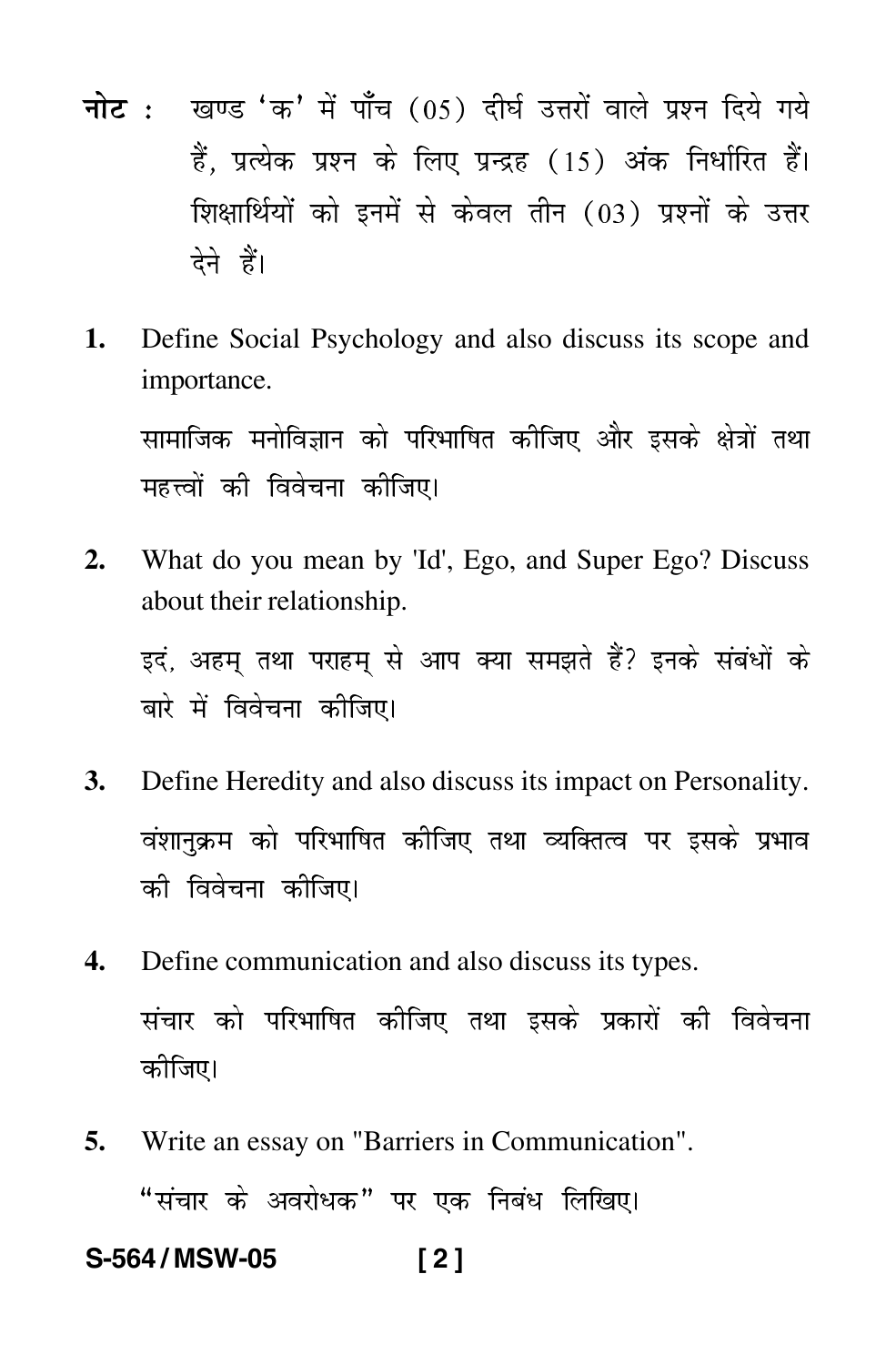**नोट :** खण्ड 'क' में पाँच (05) दीर्घ उत्तरों वाले प्रश्न दिये गये हैं, प्रत्येक प्रश्न के लिए पन्द्रह (15) अंक निर्धारित हैं। शिक्षार्थियों को इनमें से केवल तीन (03) प्रश्नों के उत्तर देने हैं।

1. Define Social Psychology and also discuss its scope and importance.

   सामाजिक मनोविज्ञान को परिभाषित कीजिए और इसके क्षेत्रों तथा महत्त्वों की विवेचना कीजिए।

2. What do you mean by 'Id', Ego, and Super Ego? Discuss about their relationship.

   इदं, अहम् तथा पराहम् से आप क्या समझते हैं? इनके संबंधों के बारे में विवेचना कीजिए।

3. Define Heredity and also discuss its impact on Personality.

   वंशानुक्रम को परिभाषित कीजिए तथा व्यक्तित्व पर इसके प्रभाव की विवेचना कीजिए।

4. Define communication and also discuss its types.

   संचार को परिभाषित कीजिए तथा इसके प्रकारों की विवेचना कीजिए।

5. Write an essay on "Barriers in Communication".

   "संचार के अवरोधक" पर एक निबंध लिखिए।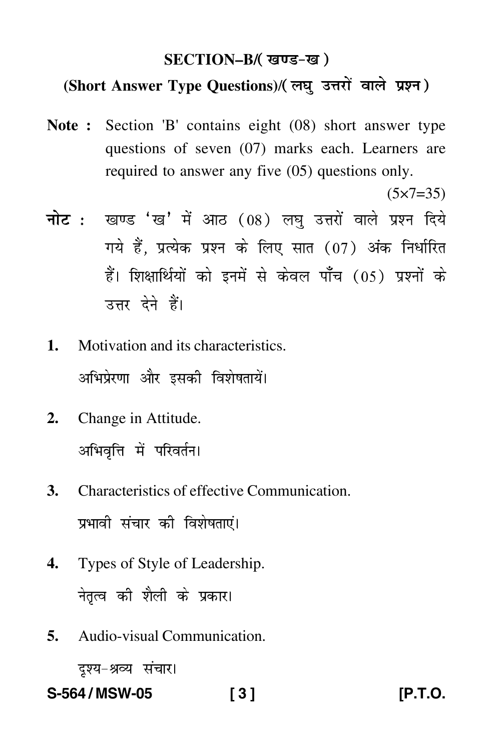## SECTION–B/( खण्ड–ख )

### (Short Answer Type Questions)/( लघु उत्तरों वाले प्रश्न )

**Note :** Section 'B' contains eight (08) short answer type questions of seven (07) marks each. Learners are required to answer any five (05) questions only.

(5×7=35)

**नोट :** खण्ड 'ख' में आठ (08) लघु उत्तरों वाले प्रश्न दिये गये हैं, प्रत्येक प्रश्न के लिए सात (07) अंक निर्धारित हैं। शिक्षार्थियों को इनमें से केवल पाँच (05) प्रश्नों के उत्तर देने हैं।

**1.** Motivation and its characteristics.

अभिप्रेरणा और इसकी विशेषतायें।

**2.** Change in Attitude.

अभिवृत्ति में परिवर्तन।

**3.** Characteristics of effective Communication.

प्रभावी संचार की विशेषताएं।

**4.** Types of Style of Leadership.

नेतृत्व की शैली के प्रकार।

**5.** Audio-visual Communication.

दृश्य-श्रव्य संचार।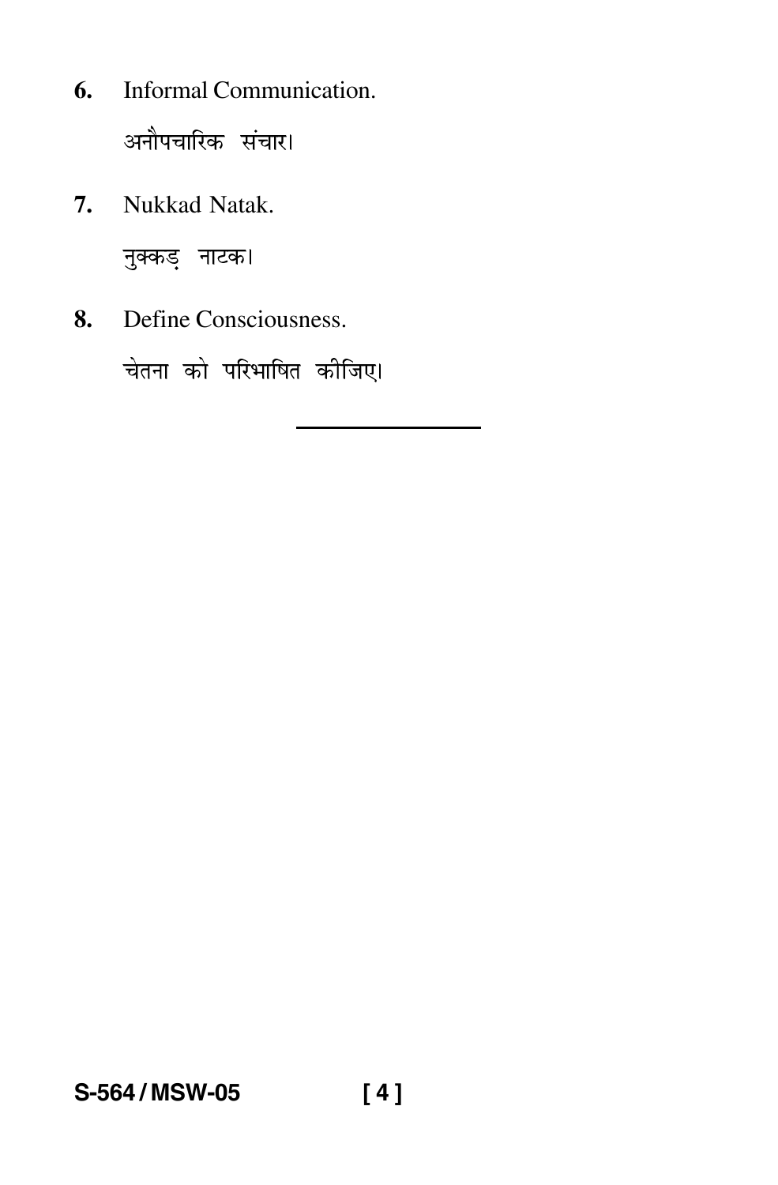6. Informal Communication.

   अनौपचारिक संचार।

7. Nukkad Natak.

   नुक्कड़ नाटक।

8. Define Consciousness.

   चेतना को परिभाषित कीजिए।

---